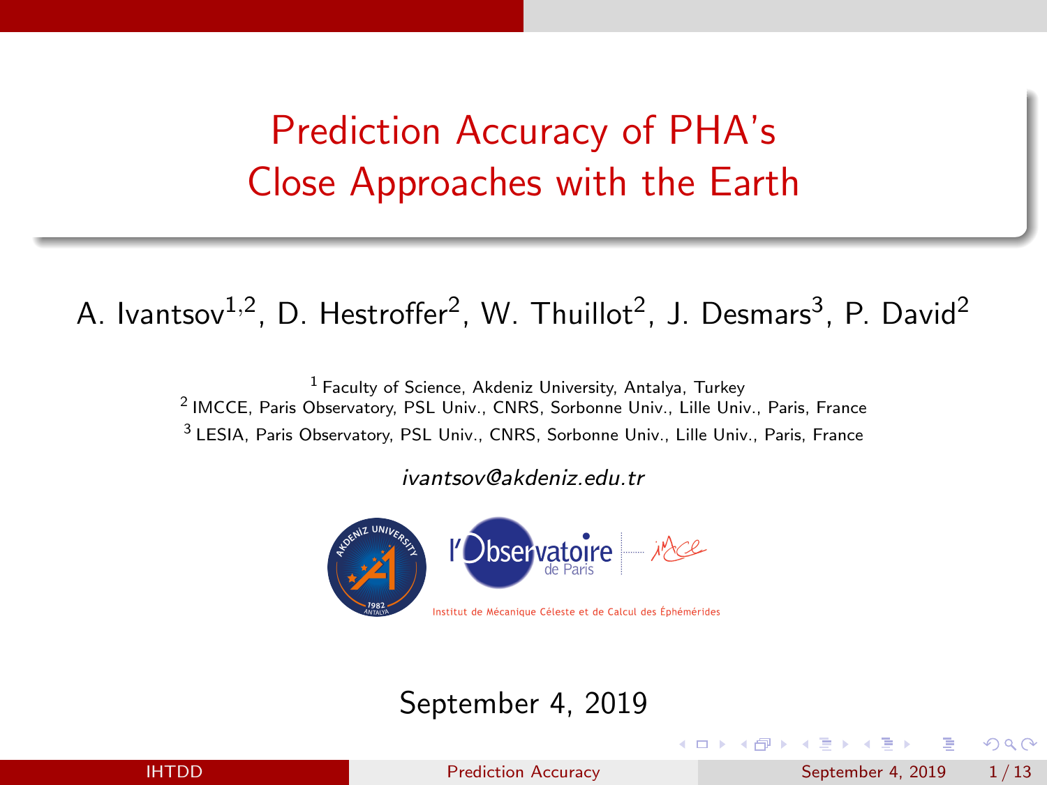# Prediction Accuracy of PHA's Close Approaches with the Earth

A. Ivantsov[1,2], D. Hestroffer[2], W. Thuillot[2], J. Desmars[3], P. David[2]

[1] Faculty of Science, Akdeniz University, Antalya, Turkey
[2] IMCCE, Paris Observatory, PSL Univ., CNRS, Sorbonne Univ., Lille Univ., Paris, France
[3] LESIA, Paris Observatory, PSL Univ., CNRS, Sorbonne Univ., Lille Univ., Paris, France

*ivantsov@akdeniz.edu.tr*

Institut de Mécanique Céleste et de Calcul des Éphémérides

September 4, 2019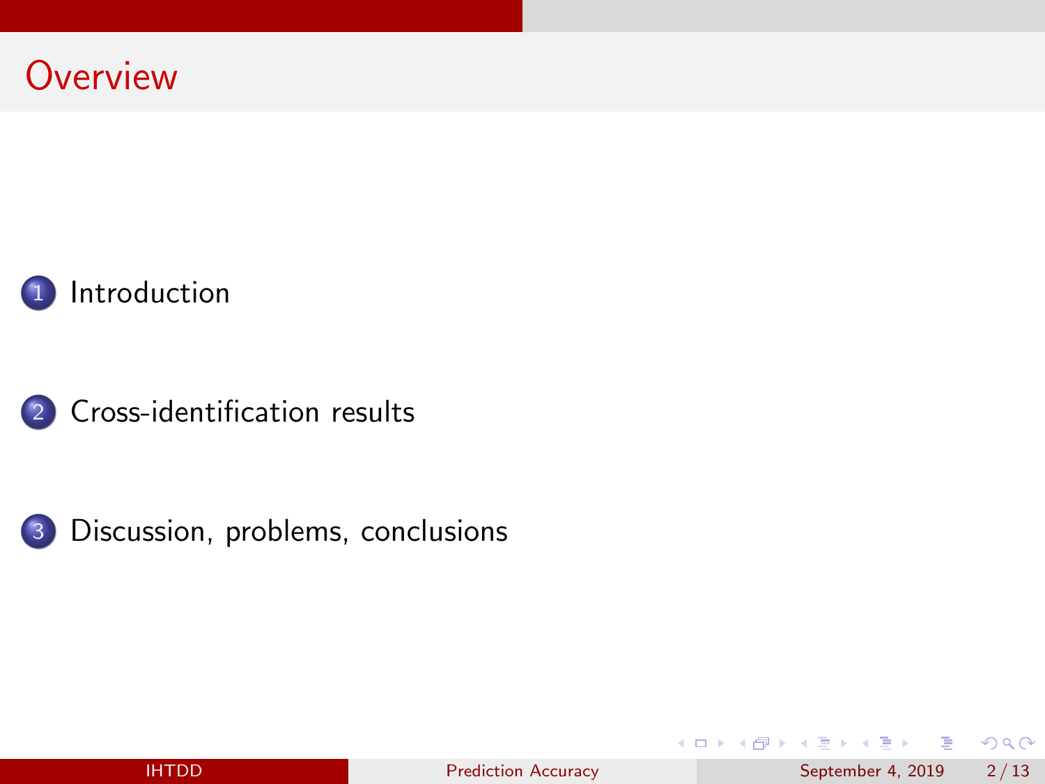# Overview

1. Introduction
2. Cross-identification results
3. Discussion, problems, conclusions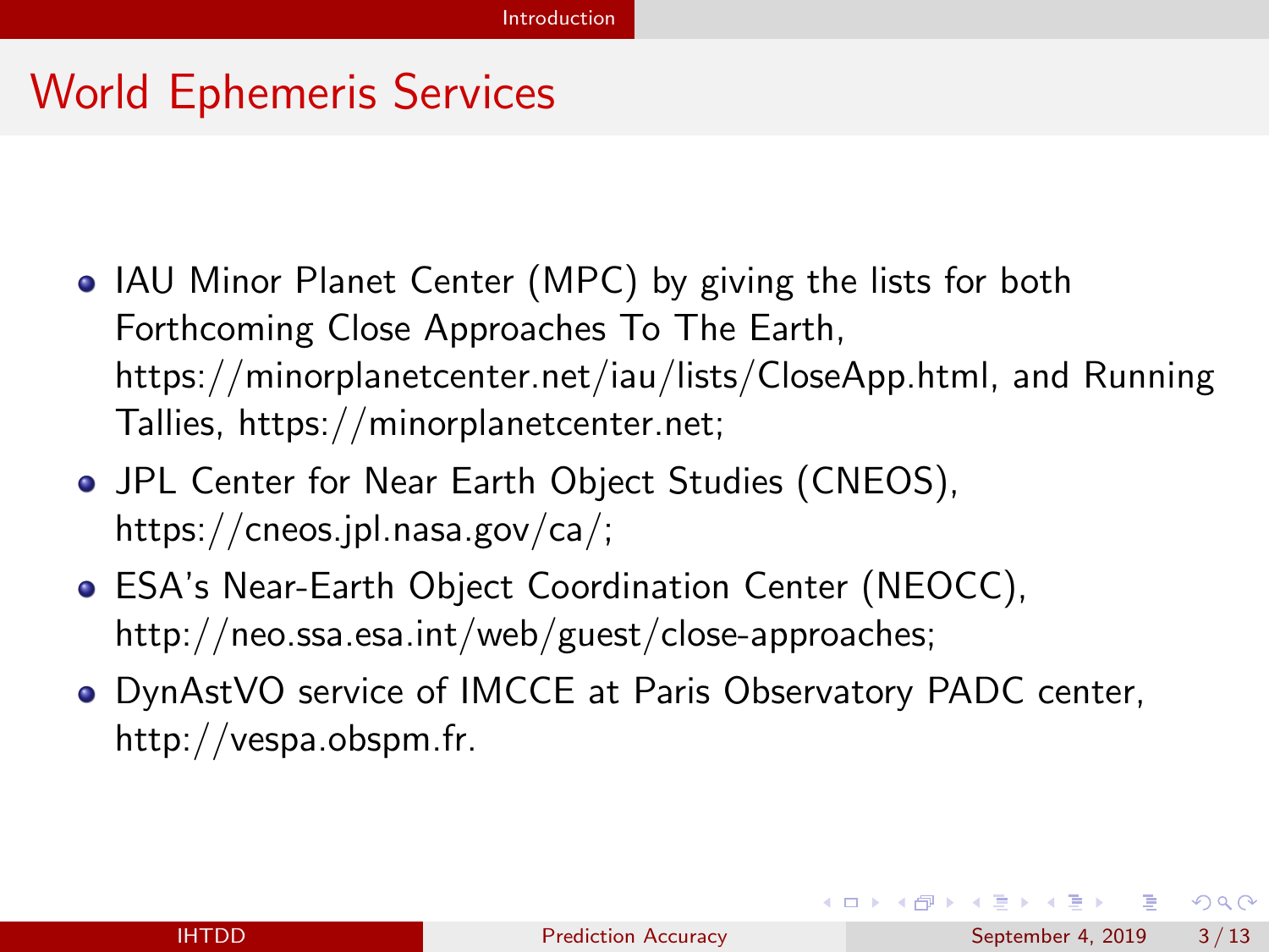# World Ephemeris Services

- IAU Minor Planet Center (MPC) by giving the lists for both Forthcoming Close Approaches To The Earth, https://minorplanetcenter.net/iau/lists/CloseApp.html, and Running Tallies, https://minorplanetcenter.net;
- JPL Center for Near Earth Object Studies (CNEOS), https://cneos.jpl.nasa.gov/ca/;
- ESA's Near-Earth Object Coordination Center (NEOCC), http://neo.ssa.esa.int/web/guest/close-approaches;
- DynAstVO service of IMCCE at Paris Observatory PADC center, http://vespa.obspm.fr.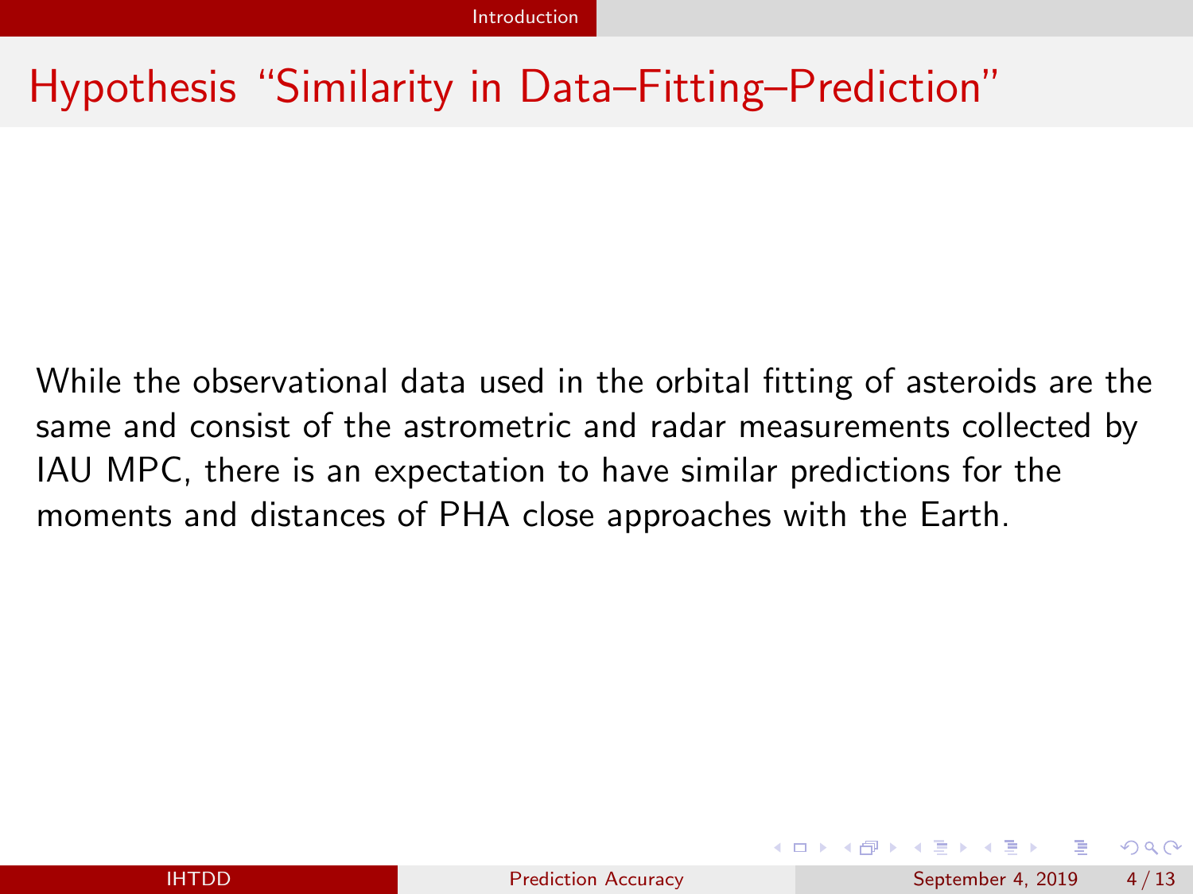# Hypothesis "Similarity in Data–Fitting–Prediction"

While the observational data used in the orbital fitting of asteroids are the same and consist of the astrometric and radar measurements collected by IAU MPC, there is an expectation to have similar predictions for the moments and distances of PHA close approaches with the Earth.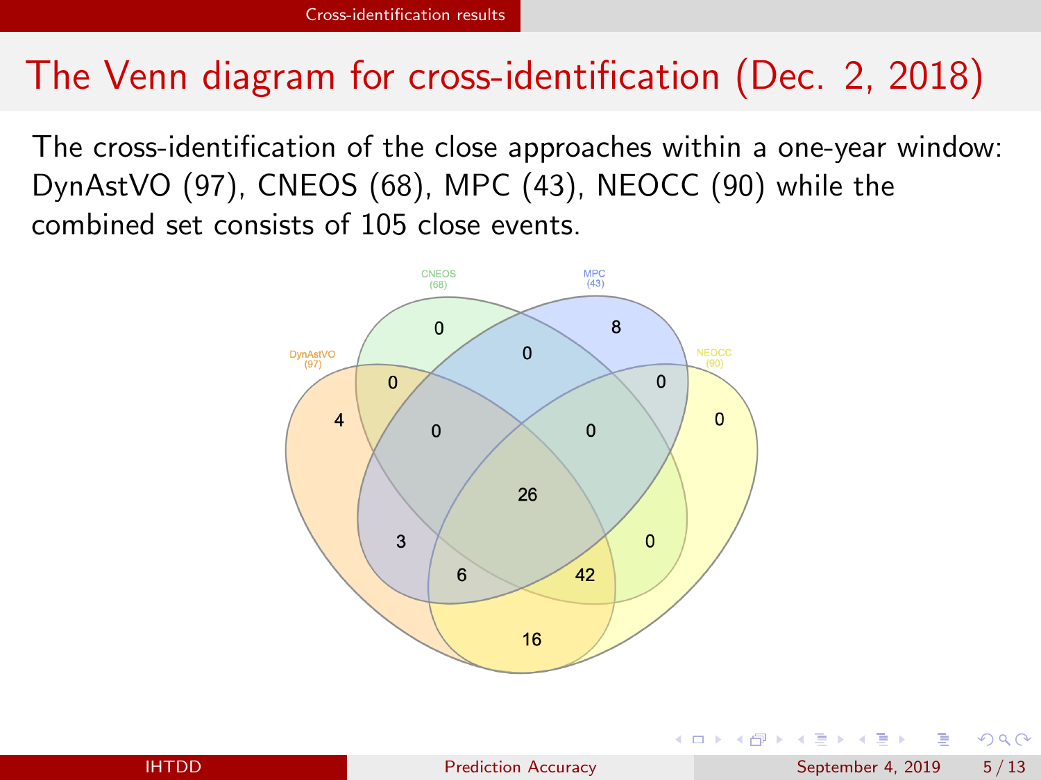# The Venn diagram for cross-identification (Dec. 2, 2018)

The cross-identification of the close approaches within a one-year window: DynAstVO (97), CNEOS (68), MPC (43), NEOCC (90) while the combined set consists of 105 close events.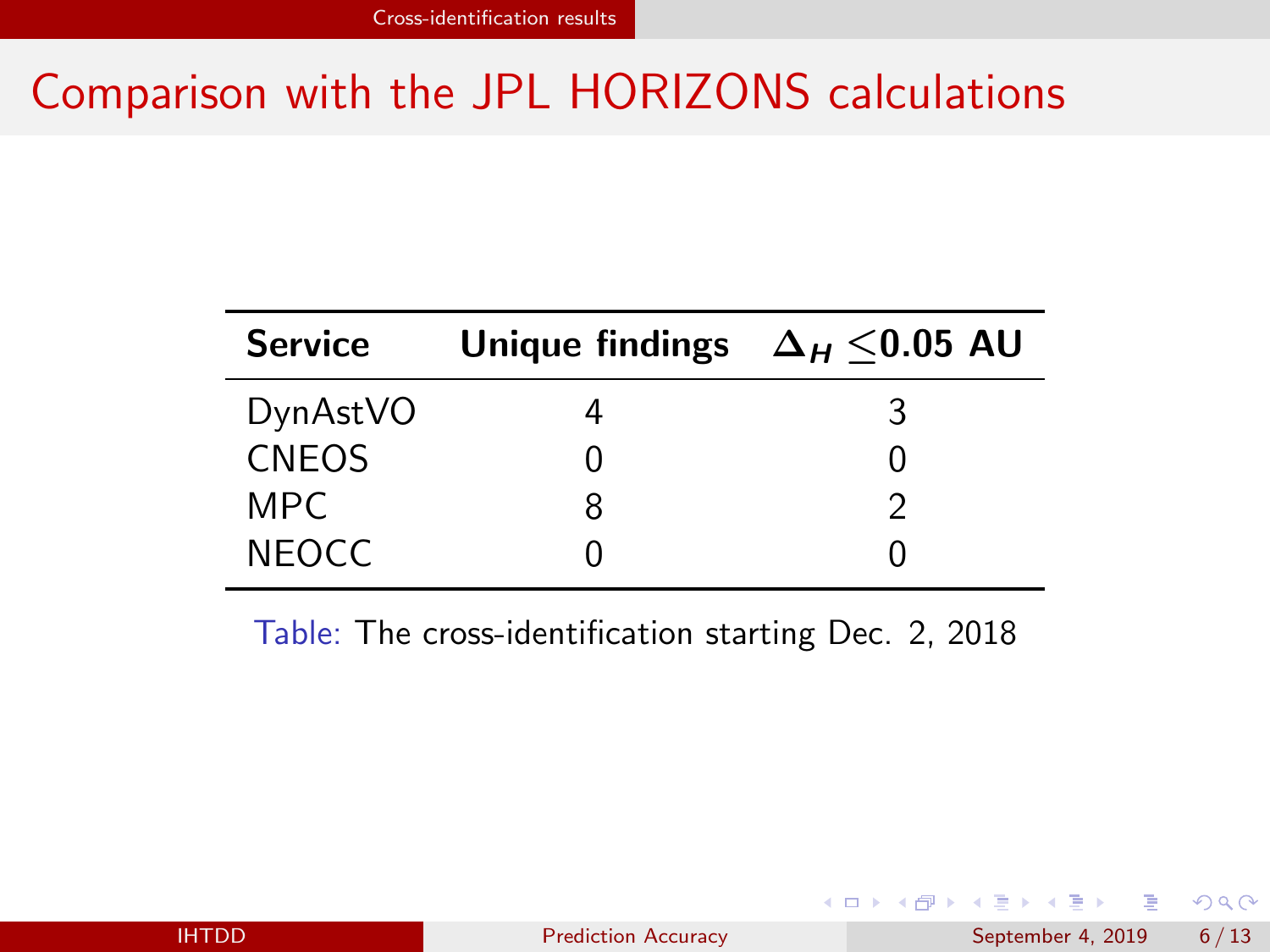## Comparison with the JPL HORIZONS calculations

| Service | Unique findings | $\Delta_H \leq$0.05 AU |
|---|---|---|
| DynAstVO | 4 | 3 |
| CNEOS | 0 | 0 |
| MPC | 8 | 2 |
| NEOCC | 0 | 0 |

Table: The cross-identification starting Dec. 2, 2018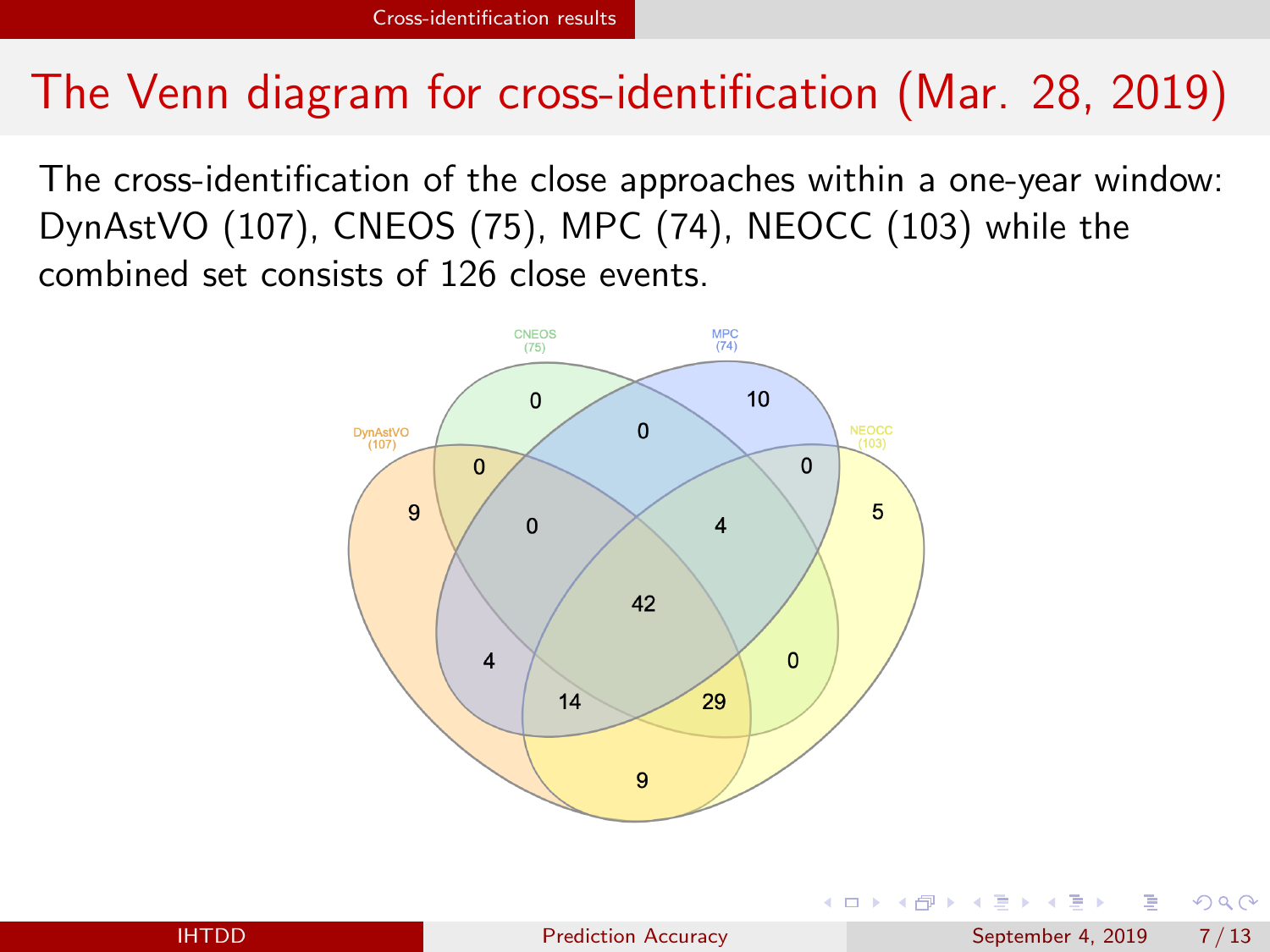# The Venn diagram for cross-identification (Mar. 28, 2019)

The cross-identification of the close approaches within a one-year window: DynAstVO (107), CNEOS (75), MPC (74), NEOCC (103) while the combined set consists of 126 close events.

CNEOS (75)

MPC (74)

DynAstVO (107)

NEOCC (103)

0 10 0 0 0 9 0 4 5 42 4 0 14 29 9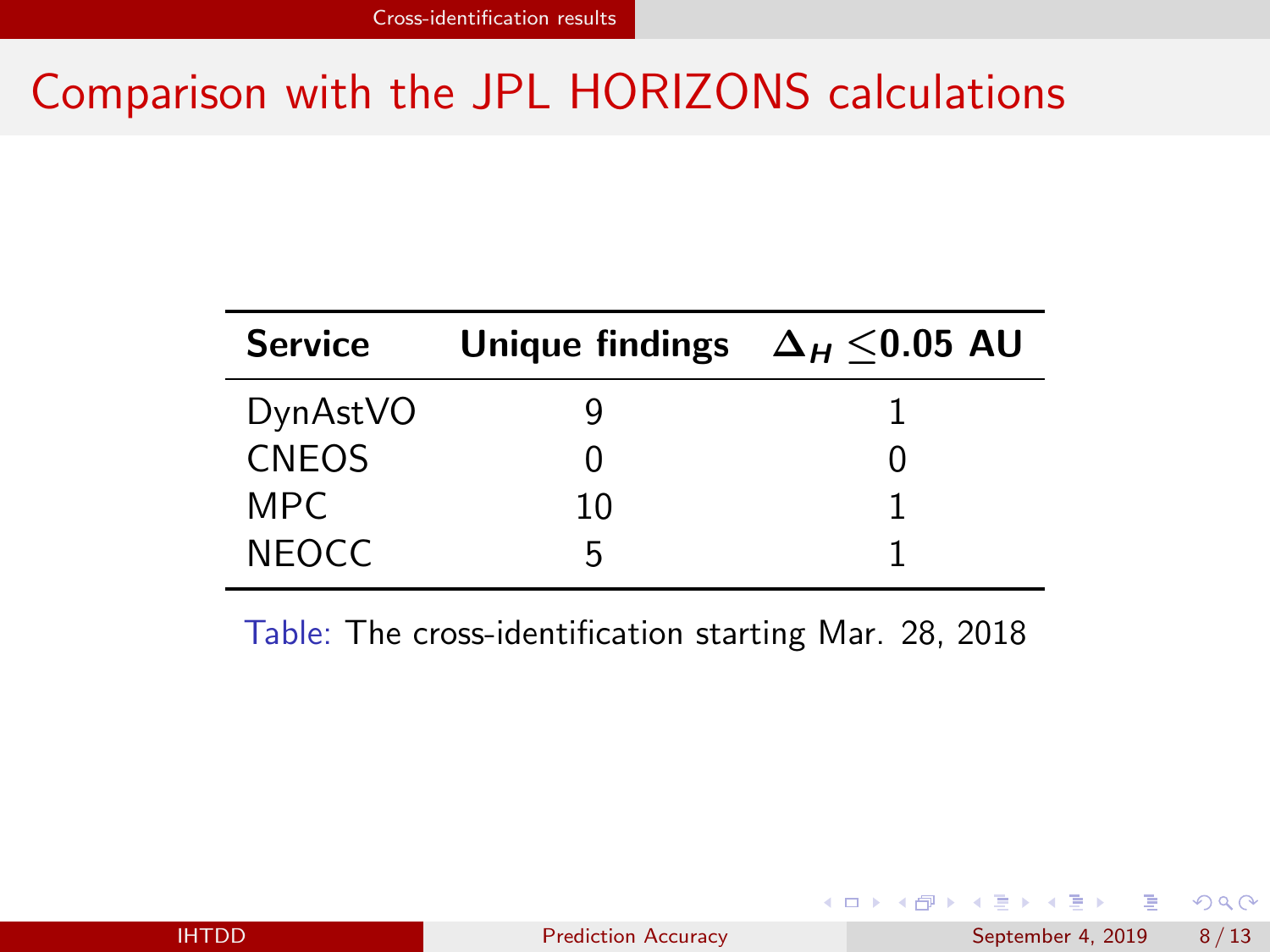# Comparison with the JPL HORIZONS calculations

| Service | Unique findings | $\Delta_H \leq$0.05 AU |
|---|---|---|
| DynAstVO | 9 | 1 |
| CNEOS | 0 | 0 |
| MPC | 10 | 1 |
| NEOCC | 5 | 1 |

Table: The cross-identification starting Mar. 28, 2018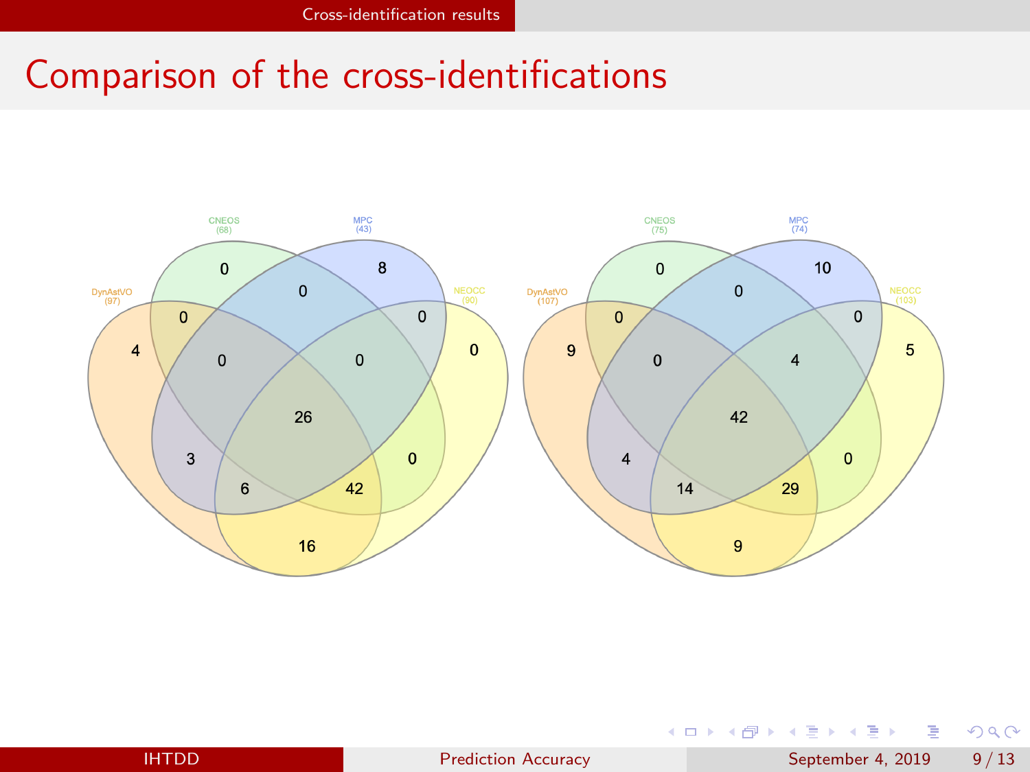# Comparison of the cross-identifications

DynAstVO (97) CNEOS (68) MPC (43) NEOCC (90)

0 8 0 4 0 0 0 0 26 3 0 6 42 16

DynAstVO (107) CNEOS (75) MPC (74) NEOCC (103)

0 10 0 0 9 0 4 5 42 4 0 14 29 9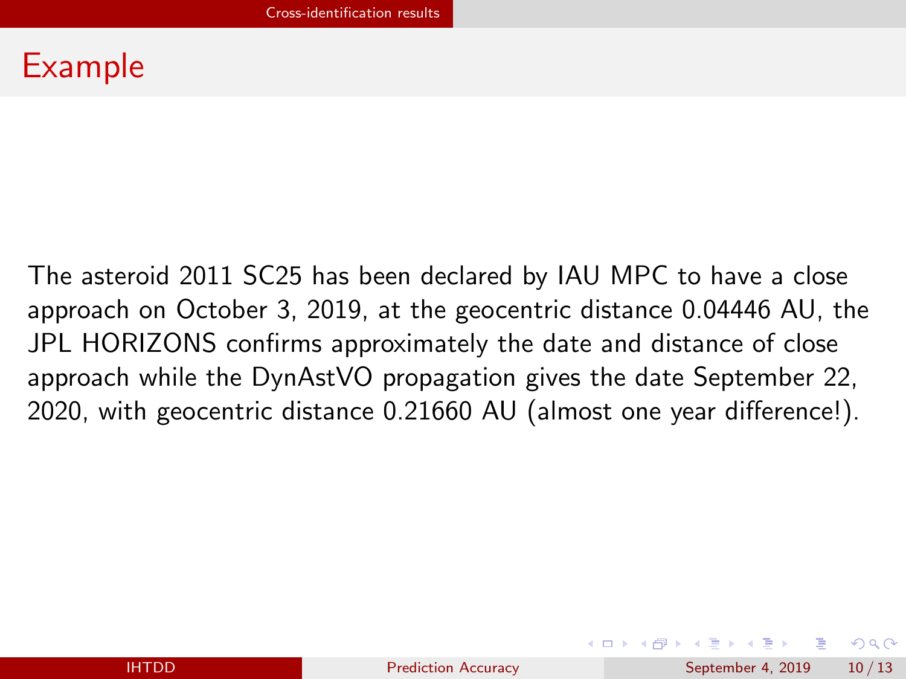## Example

The asteroid 2011 SC25 has been declared by IAU MPC to have a close approach on October 3, 2019, at the geocentric distance 0.04446 AU, the JPL HORIZONS confirms approximately the date and distance of close approach while the DynAstVO propagation gives the date September 22, 2020, with geocentric distance 0.21660 AU (almost one year difference!).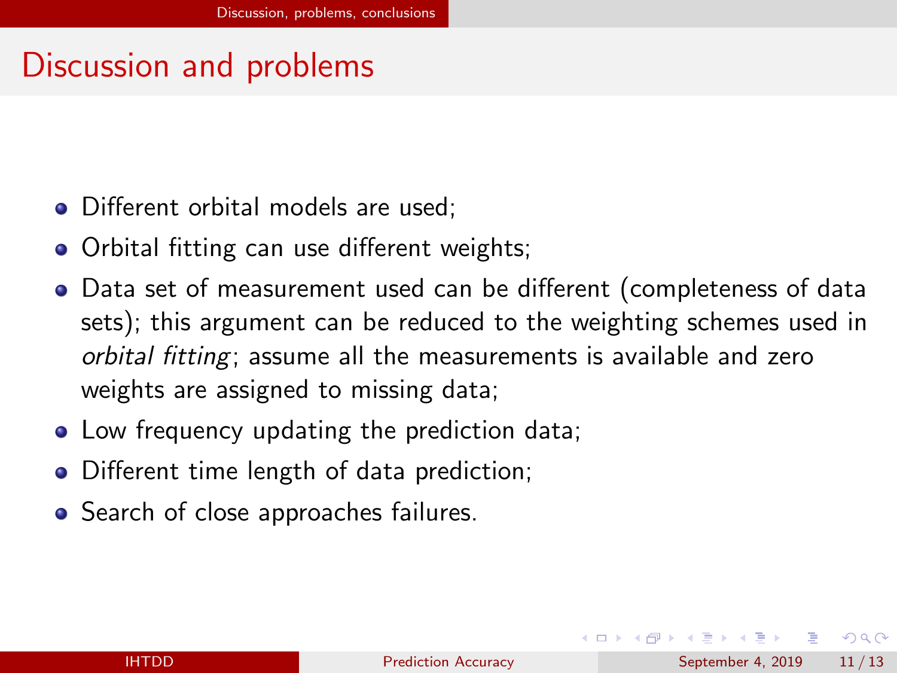## Discussion and problems

- Different orbital models are used;
- Orbital fitting can use different weights;
- Data set of measurement used can be different (completeness of data sets); this argument can be reduced to the weighting schemes used in *orbital fitting*; assume all the measurements is available and zero weights are assigned to missing data;
- Low frequency updating the prediction data;
- Different time length of data prediction;
- Search of close approaches failures.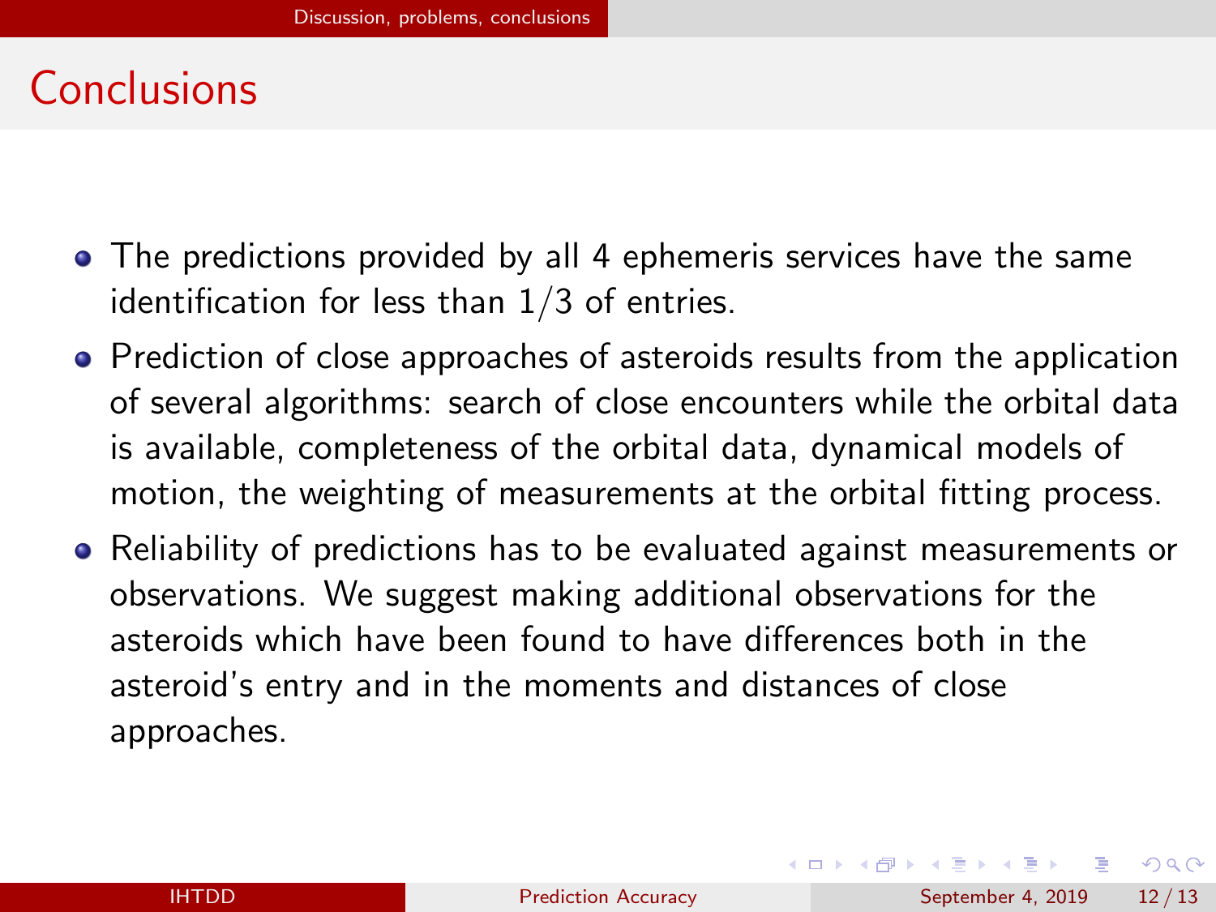# Conclusions

- The predictions provided by all 4 ephemeris services have the same identification for less than $1/3$ of entries.
- Prediction of close approaches of asteroids results from the application of several algorithms: search of close encounters while the orbital data is available, completeness of the orbital data, dynamical models of motion, the weighting of measurements at the orbital fitting process.
- Reliability of predictions has to be evaluated against measurements or observations. We suggest making additional observations for the asteroids which have been found to have differences both in the asteroid's entry and in the moments and distances of close approaches.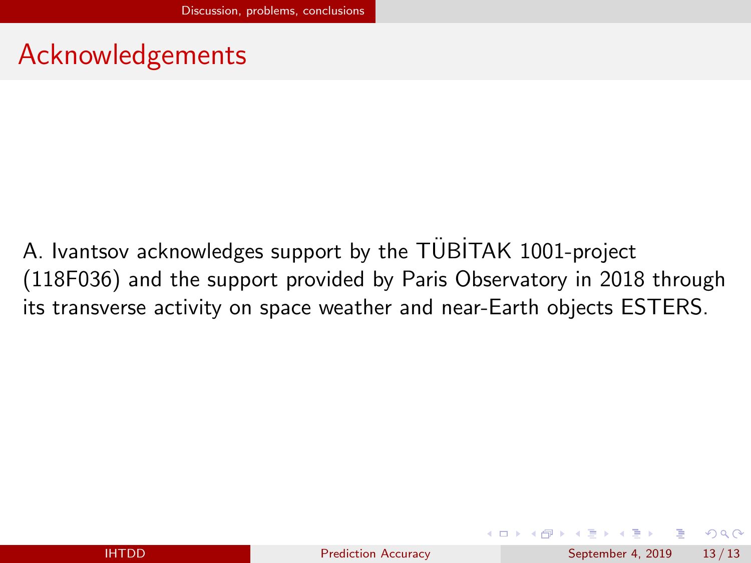# Acknowledgements

A. Ivantsov acknowledges support by the TÜBİTAK 1001-project (118F036) and the support provided by Paris Observatory in 2018 through its transverse activity on space weather and near-Earth objects ESTERS.